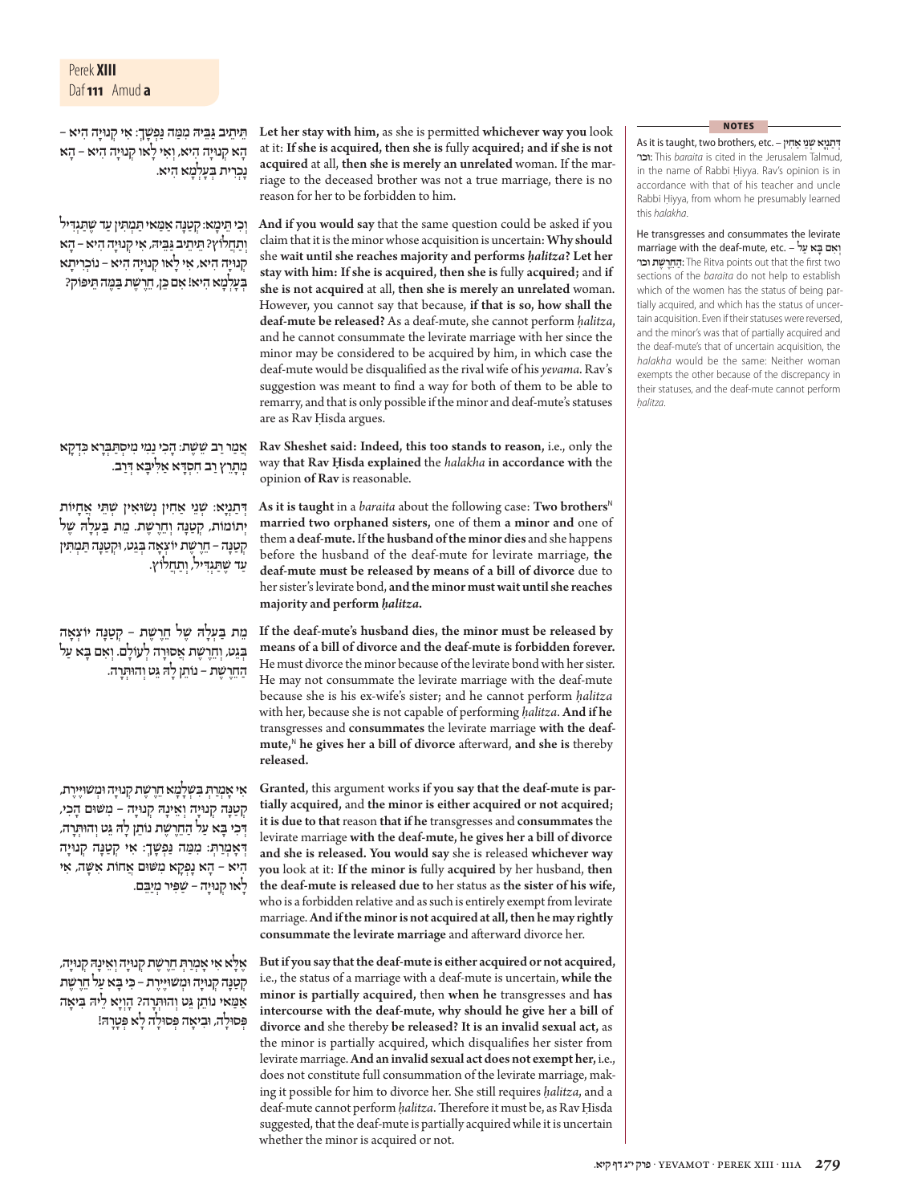תֵּיתֵיב גַּבֵּיהּ מִמָּה נַפְשָׁךְ: אִי קְנוּיָה הִיא – הָא קְנוּיָה הִיא, וְאִי לָאו קְנוּיָה הִיא – הָא נׇכְרִית בְּעָלְמָא הִיא.

**Let her stay with him,** as she is permitted **whichever way you** look at it: **If she is acquired, then she is** fully **acquired;** and **if she is not acquired** at all, **then she is merely an unrelated** woman. If the marriage to the deceased brother was not a true marriage, there is no reason for her to be forbidden to him.

וְכִי תֵּימָא: קְטַנָּה אַמַּאי תַּמְתִּין עַד שֶׁתַּגְדִּיל וְתַחֲלוֹץ? תֵּיתֵיב גַּבֵּיהּ, אִי קְנוּיָה הִיא – הָא קְנוּיָה הִיא, אִי לָאו קְנוּיָה הִיא – נׇכְרִיתָא בְּעָלְמָא הִיא! אִם כֵּן, חֵרֶשֶׁת בַּמֶּה תֵּיפּוֹק?

**And if you would say** that the same question could be asked if you claim that it is the minor whose acquisition is uncertain: **Why should** she **wait until she reaches majority and performs *ḥalitza*? Let her stay with him: If she is acquired, then she is** fully **acquired;** and **if she is not acquired** at all, **then she is merely an unrelated** woman. However, you cannot say that because, **if that is so, how shall the deaf-mute be released?** As a deaf-mute, she cannot perform *ḥalitza*, and he cannot consummate the levirate marriage with her since the minor may be considered to be acquired by him, in which case the deaf-mute would be disqualified as the rival wife of his *yevama*. Rav's suggestion was meant to find a way for both of them to be able to remarry, and that is only possible if the minor and deaf-mute's statuses are as Rav Ḥisda argues.

אָמַר רַב שֵׁשֶׁת: הָכִי נַמִי מִסְתַּבְּרָא כִּדְקָא מְתָרֵץ רַב חִסְדָּא אַלִּיבָּא דְּרַב.

**Rav Sheshet said: Indeed, this too stands to reason,** i.e., only the way **that Rav Ḥisda explained** the *halakha* **in accordance with** the opinion **of Rav** is reasonable.

דְּתַנְיָא: שְׁנֵי אַחִין נְשׂוּאִין שְׁתֵּי אֲחָיוֹת יְתוֹמוֹת, קְטַנָּה וְחֵרֶשֶׁת. מֵת בַּעְלָהּ שֶׁל קְטַנָּה – חֵרֶשֶׁת יוֹצְאָה בְּגֵט, וּקְטַנָּה תַּמְתִּין עַד שֶׁתַּגְדִּיל, וְתַחֲלוֹץ.

**As it is taught** in a *baraita* about the following case: **Two brothers**[N] **married two orphaned sisters,** one of them **a minor and** one of them **a deaf-mute.** If **the husband of the minor dies** and she happens before the husband of the deaf-mute for levirate marriage, **the deaf-mute must be released by means of a bill of divorce** due to her sister's levirate bond, **and the minor must wait until she reaches majority and perform *ḥalitza*.**

מֵת בַּעְלָהּ שֶׁל חֵרֶשֶׁת – קְטַנָּה יוֹצְאָה בְּגֵט, וְחֵרֶשֶׁת אֲסוּרָה לְעוֹלָם. וְאִם בָּא עַל הַחֵרֶשֶׁת – נוֹתֵן לָהּ גֵּט וְהוּתְּרָה.

**If the deaf-mute's husband dies, the minor must be released by means of a bill of divorce and the deaf-mute is forbidden forever.** He must divorce the minor because of the levirate bond with her sister. He may not consummate the levirate marriage with the deaf-mute because she is his ex-wife's sister; and he cannot perform *ḥalitza* with her, because she is not capable of performing *ḥalitza*. **And if he** transgresses and **consummates** the levirate marriage **with the deaf-mute,**[N] **he gives her a bill of divorce** afterward, **and she is** thereby **released.**

אִי אָמְרַתְּ בִּשְׁלָמָא חֵרֶשֶׁת קְנוּיָה וּמְשׁוּיֶּירֶת, קְטַנָּה קְנוּיָה וְאֵינָהּ קְנוּיָה – מִשּׁוּם הָכִי, דְּכִי בָּא עַל הַחֵרֶשֶׁת נוֹתֵן לָהּ גֵּט וְהוּתְּרָה, דְּאָמְרַתְּ: מִמָּה נַפְשָׁךְ: אִי קְטַנָּה קְנוּיָה הִיא – הָא נָפְקָא מִשּׁוּם אֲחוֹת אִשָּׁה, אִי לָאו קְנוּיָה – שַׁפִּיר מְיַבֵּם.

**Granted,** this argument works **if you say that the deaf-mute is partially acquired,** and **the minor is either acquired or not acquired; it is due to that** reason **that if he** transgresses and **consummates** the levirate marriage **with the deaf-mute, he gives her a bill of divorce and she is released. You would say** she is released **whichever way you** look at it: **If the minor is** fully **acquired** by her husband, **then the deaf-mute is released due to** her status as **the sister of his wife,** who is a forbidden relative and as such is entirely exempt from levirate marriage. **And if the minor is not acquired at all, then he may rightly consummate the levirate marriage** and afterward divorce her.

אֶלָּא אִי אָמְרַתְּ חֵרֶשֶׁת קְנוּיָה וְאֵינָהּ קְנוּיָה, קְטַנָּה קְנוּיָה וּמְשׁוּיֶּירֶת – כִּי בָּא עַל חֵרֶשֶׁת אַמַּאי נוֹתֵן גֵּט וְהוּתְּרָה? הָוְיָא לֵיהּ בִּיאָה פְּסוּלָה, וּבִיאָה פְּסוּלָה לָא פָּטְרָה!

**But if you say that the deaf-mute is either acquired or not acquired,** i.e., the status of a marriage with a deaf-mute is uncertain, **while the minor is partially acquired,** then **when he** transgresses and **has intercourse with the deaf-mute, why should he give her a bill of divorce and** she thereby **be released? It is an invalid sexual act,** as the minor is partially acquired, which disqualifies her sister from levirate marriage. **And an invalid sexual act does not exempt her,** i.e., does not constitute full consummation of the levirate marriage, making it possible for him to divorce her. She still requires *ḥalitza*, and a deaf-mute cannot perform *ḥalitza*. Therefore it must be, as Rav Ḥisda suggested, that the deaf-mute is partially acquired while it is uncertain whether the minor is acquired or not.

---

**NOTES**

As it is taught, two brothers, etc. – **דְּתַנְיָא שְׁנֵי אַחִין וכו׳**: This *baraita* is cited in the Jerusalem Talmud, in the name of Rabbi Ḥiyya. Rav's opinion is in accordance with that of his teacher and uncle Rabbi Ḥiyya, from whom he presumably learned this *halakha*.

He transgresses and consummates the levirate marriage with the deaf-mute, etc. – **וְאִם בָּא עַל הַחֵרֶשֶׁת וכו׳**: The Ritva points out that the first two sections of the *baraita* do not help to establish which of the women has the status of being partially acquired, and which has the status of uncertain acquisition. Even if their statuses were reversed, and the minor's was that of partially acquired and the deaf-mute's that of uncertain acquisition, the *halakha* would be the same: Neither woman exempts the other because of the discrepancy in their statuses, and the deaf-mute cannot perform *ḥalitza*.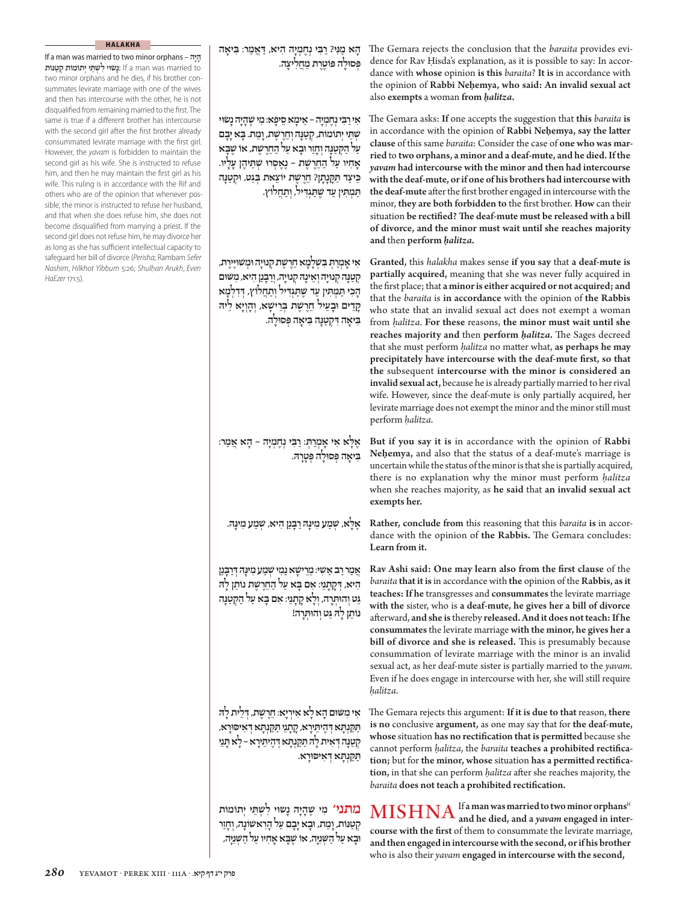### HALAKHA

**If a man was married to two minor orphans – הָיָה נָשׂוּי לִשְׁתֵּי יְתוֹמוֹת קְטַנּוֹת:** If a man was married to two minor orphans and he dies, if his brother consummates levirate marriage with one of the wives and then has intercourse with the other, he is not disqualified from remaining married to the first. The same is true if a different brother has intercourse with the second girl after the first brother already consummated levirate marriage with the first girl. However, the *yavam* is forbidden to maintain the second girl as his wife. She is instructed to refuse him, and then he may maintain the first girl as his wife. This ruling is in accordance with the Rif and others who are of the opinion that whenever possible, the minor is instructed to refuse her husband, and that when she does refuse him, she does not become disqualified from marrying a priest. If the second girl does not refuse him, he may divorce her as long as she has sufficient intellectual capacity to safeguard her bill of divorce (*Perisha*; Rambam *Sefer Nashim*, *Hilkhot Yibbum* 5:26; *Shulḥan Arukh*, *Even HaEzer* 171:5).

הָא מַנִּי? רַבִּי נְחֶמְיָה הִיא, דַּאֲמַר: בִּיאָה פְּסוּלָה פּוֹטֶרֶת מֵחֲלִיצָה.

The Gemara rejects the conclusion that the *baraita* provides evidence for Rav Ḥisda's explanation, as it is possible to say: In accordance with **whose** opinion **is this** *baraita*? **It is** in accordance with the opinion of **Rabbi Neḥemya, who said: An invalid sexual act** also **exempts** a woman **from** *ḥalitza*.

אִי רַבִּי נְחֶמְיָה – אֵימָא סֵיפָא: מִי שֶׁהָיָה נָשׂוּי שְׁתֵּי יְתוֹמוֹת, קְטַנָּה וְחֵרֶשֶׁת, וּמֵת. בָּא יָבָם עַל הַקְּטַנָּה וְחָזַר וּבָא עַל הַחֵרֶשֶׁת, אוֹ שֶׁבָּא אָחִיו עַל הַחֵרֶשֶׁת – נֶאֶסְרוּ שְׁתֵּיהֶן עָלָיו. כֵּיצַד תַּקָּנָתָן? חֵרֶשֶׁת יוֹצֵאת בְּגֵט, וּקְטַנָּה תַּמְתִּין עַד שֶׁתַּגְדִּיל, וְתַחֲלוֹץ.

The Gemara asks: **If** one accepts the suggestion that **this** *baraita* **is** in accordance with the opinion of **Rabbi Neḥemya, say the latter clause** of this same *baraita*: Consider the case of **one who was married** to **two orphans, a minor and a deaf-mute, and he died. If the** *yavam* **had intercourse with the minor and then had intercourse with the deaf-mute, or if one of his brothers had intercourse with the deaf-mute** after the first brother engaged in intercourse with the minor, **they are both forbidden to** the first brother. **How** can their situation **be rectified? The deaf-mute must be released with a bill of divorce, and the minor must wait until she reaches majority and** then **perform** *ḥalitza*.

אִי אָמְרַתְּ בִּשְׁלָמָא חֵרֶשֶׁת קְנוּיָה וּמְשׁוּיֶּירֶת, קְטַנָּה קְנוּיָה וְאֵינָהּ קְנוּיָה, וְרַבָּנַן הִיא, מִשּׁוּם הָכִי תַּמְתִּין עַד שֶׁתַּגְדִּיל וְתַחֲלוֹץ, דִּלְמָא קָדֵים וּבָעֵיל חֵרֶשֶׁת בְּרֵישָׁא, וְהָוְיָא לֵיהּ בִּיאָה דִּקְטַנָּה בִּיאָה פְּסוּלָה.

**Granted,** this *halakha* makes sense **if you say** that **a deaf-mute is partially acquired,** meaning that she was never fully acquired in the first place; that **a minor is either acquired or not acquired; and** that the *baraita* is **in accordance** with the opinion of **the Rabbis** who state that an invalid sexual act does not exempt a woman from *ḥalitza*. **For these** reasons, **the minor must wait until she reaches majority and** then **perform** *ḥalitza*. The Sages decreed that she must perform *ḥalitza* no matter what, **as perhaps he may precipitately have intercourse with the deaf-mute first, so that the** subsequent **intercourse with the minor is considered an invalid sexual act,** because he is already partially married to her rival wife. However, since the deaf-mute is only partially acquired, her levirate marriage does not exempt the minor and the minor still must perform *ḥalitza*.

אֶלָּא אִי אָמְרַתְּ: רַבִּי נְחֶמְיָה – הָא אָמַר: בִּיאָה פְּסוּלָה פּוֹטְרָה.

**But if you say it is** in accordance with the opinion of **Rabbi Neḥemya,** and also that the status of a deaf-mute's marriage is uncertain while the status of the minor is that she is partially acquired, there is no explanation why the minor must perform *ḥalitza* when she reaches majority, as **he said** that **an invalid sexual act exempts her.**

אֶלָּא, שְׁמַע מִינַּהּ רַבָּנַן הִיא, שְׁמַע מִינַּהּ.

**Rather, conclude from** this reasoning that this *baraita* **is** in accordance with the opinion of **the Rabbis.** The Gemara concludes: **Learn from it.**

אָמַר רַב אַשִׁי: מֵרֵישָׁא נָמֵי שְׁמַע מִינַּהּ דְּרַבָּנַן הִיא, דְּקָתָנֵי: אִם בָּא עַל הַחֵרֶשֶׁת נוֹתֵן לָהּ גֵּט וְהוּתְּרָה, וְלָא קָתָנֵי: אִם בָּא עַל הַקְּטַנָּה נוֹתֵן לָהּ גֵּט וְהוּתְּרָה!

**Rav Ashi said: One may learn also from the first clause** of the *baraita* **that it is** in accordance with **the** opinion of the **Rabbis, as it teaches: If he** transgresses and **consummates** the levirate marriage **with the** sister, who is **a deaf-mute, he gives her a bill of divorce** afterward, **and she is** thereby **released. And it does not teach: If he consummates** the levirate marriage **with the minor, he gives her a bill of divorce and she is released.** This is presumably because consummation of levirate marriage with the minor is an invalid sexual act, as her deaf-mute sister is partially married to the *yavam*. Even if he does engage in intercourse with her, she will still require *ḥalitza*.

אִי מִשּׁוּם הָא לָא אִירְיָא: חֵרֶשֶׁת, דְּלֵית לָהּ תַּקַּנְתָּא דְּהֶיתֵּירָא, קָתָנֵי תַּקַּנְתָּא דְּאִיסּוּרָא, קְטַנָּה דְּאִית לָהּ תַּקַּנְתָּא דְּהֶיתֵּירָא – לָא תָּנֵי תַּקַּנְתָּא דְּאִיסּוּרָא.

The Gemara rejects this argument: **If it is due to that** reason, **there is no** conclusive **argument,** as one may say that for **the deaf-mute, whose** situation **has no rectification that is permitted** because she cannot perform *ḥalitza*, the *baraita* **teaches a prohibited rectification;** but for **the minor, whose** situation **has a permitted rectification,** in that she can perform *ḥalitza* after she reaches majority, the *baraita* **does not teach a prohibited rectification.**

**מתני׳** מִי שֶׁהָיָה נָשׂוּי לִשְׁתֵּי יְתוֹמוֹת קְטַנּוֹת, וָמֵת, וּבָא יָבָם עַל הָרִאשׁוֹנָה, וְחָזַר וּבָא עַל הַשְּׁנִיָּה, אוֹ שֶׁבָּא אָחִיו עַל הַשְּׁנִיָּה,

**MISHNA** If **a man was married to two minor orphans**[H] **and he died, and a** *yavam* **engaged in intercourse with the first** of them to consummate the levirate marriage, **and then engaged in intercourse with the second, or if his brother** who is also their *yavam* **engaged in intercourse with the second,**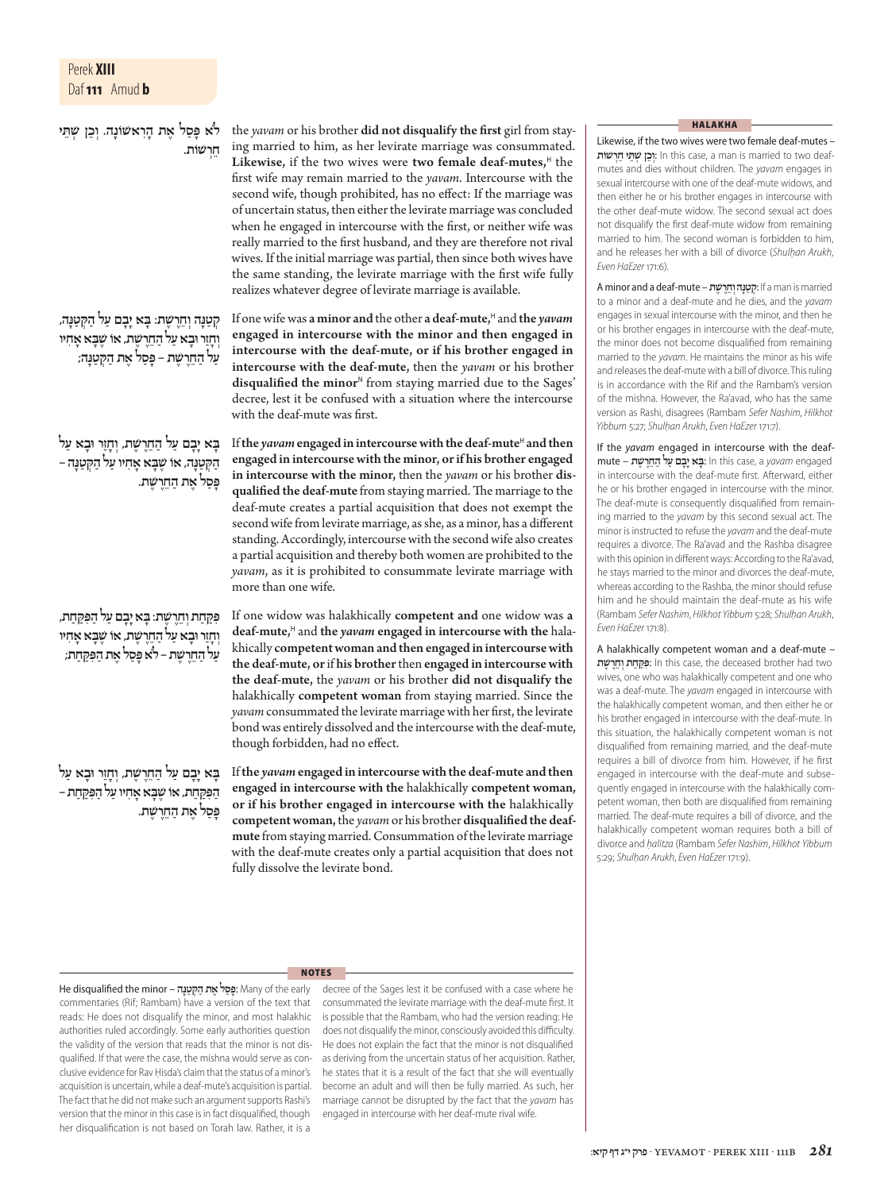לֹא פָּסַל אֶת הָרִאשׁוֹנָה. וְכֵן שְׁתֵּי חֵרְשׁוֹת.

the *yavam* or his brother **did not disqualify the first** girl from staying married to him, as her levirate marriage was consummated. **Likewise,** if the two wives were **two female deaf-mutes,**[H] the first wife may remain married to the *yavam*. Intercourse with the second wife, though prohibited, has no effect: If the marriage was of uncertain status, then either the levirate marriage was concluded when he engaged in intercourse with the first, or neither wife was really married to the first husband, and they are therefore not rival wives. If the initial marriage was partial, then since both wives have the same standing, the levirate marriage with the first wife fully realizes whatever degree of levirate marriage is available.

קְטַנָּה וְחֵרֶשֶׁת: בָּא יָבָם עַל הַקְּטַנָּה, וְחָזַר וּבָא עַל הַחֵרֶשֶׁת, אוֹ שֶׁבָּא אָחִיו עַל הַחֵרֶשֶׁת – פָּסַל אֶת הַקְּטַנָּה;

If one wife was **a minor and** the other **a deaf-mute,**[H] and **the *yavam* engaged in intercourse with the minor and then engaged in intercourse with the deaf-mute, or if his brother engaged in intercourse with the deaf-mute,** then the *yavam* or his brother **disqualified the minor**[N] from staying married due to the Sages' decree, lest it be confused with a situation where the intercourse with the deaf-mute was first.

בָּא יָבָם עַל הַחֵרֶשֶׁת, וְחָזַר וּבָא עַל הַקְּטַנָּה, אוֹ שֶׁבָּא אָחִיו עַל הַקְּטַנָּה – פָּסַל אֶת הַחֵרֶשֶׁת.

If **the *yavam* engaged in intercourse with the deaf-mute**[H] **and then engaged in intercourse with the minor, or if his brother engaged in intercourse with the minor,** then the *yavam* or his brother **disqualified the deaf-mute** from staying married. The marriage to the deaf-mute creates a partial acquisition that does not exempt the second wife from levirate marriage, as she, as a minor, has a different standing. Accordingly, intercourse with the second wife also creates a partial acquisition and thereby both women are prohibited to the *yavam*, as it is prohibited to consummate levirate marriage with more than one wife.

פִּקַּחַת וְחֵרֶשֶׁת: בָּא יָבָם עַל הַפִּקַּחַת, וְחָזַר וּבָא עַל הַחֵרֶשֶׁת, אוֹ שֶׁבָּא אָחִיו עַל הַחֵרֶשֶׁת – לֹא פָּסַל אֶת הַפִּקַּחַת;

If one widow was halakhically **competent and** one widow was **a deaf-mute,**[H] and **the *yavam* engaged in intercourse with the** halakhically **competent woman and then engaged in intercourse with the deaf-mute, or** if **his brother** then **engaged in intercourse with the deaf-mute,** the *yavam* or his brother **did not disqualify the** halakhically **competent woman** from staying married. Since the *yavam* consummated the levirate marriage with her first, the levirate bond was entirely dissolved and the intercourse with the deaf-mute, though forbidden, had no effect.

בָּא יָבָם עַל הַחֵרֶשֶׁת, וְחָזַר וּבָא עַל הַפִּקַּחַת, אוֹ שֶׁבָּא אָחִיו עַל הַפִּקַּחַת – פָּסַל אֶת הַחֵרֶשֶׁת.

If **the *yavam* engaged in intercourse with the deaf-mute and then engaged in intercourse with the** halakhically **competent woman, or if his brother engaged in intercourse with the** halakhically **competent woman,** the *yavam* or his brother **disqualified the deaf-mute** from staying married. Consummation of the levirate marriage with the deaf-mute creates only a partial acquisition that does not fully dissolve the levirate bond.

## NOTES

**He disqualified the minor – פָּסַל אֶת הַקְּטַנָּה:** Many of the early commentaries (Rif; Rambam) have a version of the text that reads: He does not disqualify the minor, and most halakhic authorities ruled accordingly. Some early authorities question the validity of the version that reads that the minor is not disqualified. If that were the case, the mishna would serve as conclusive evidence for Rav Ḥisda's claim that the status of a minor's acquisition is uncertain, while a deaf-mute's acquisition is partial. The fact that he did not make such an argument supports Rashi's version that the minor in this case is in fact disqualified, though her disqualification is not based on Torah law. Rather, it is a decree of the Sages lest it be confused with a case where he consummated the levirate marriage with the deaf-mute first. It is possible that the Rambam, who had the version reading: He does not disqualify the minor, consciously avoided this difficulty. He does not explain the fact that the minor is not disqualified as deriving from the uncertain status of her acquisition. Rather, he states that it is a result of the fact that she will eventually become an adult and will then be fully married. As such, her marriage cannot be disrupted by the fact that the *yavam* has engaged in intercourse with her deaf-mute rival wife.

## HALAKHA

**Likewise, if the two wives were two female deaf-mutes – וְכֵן שְׁתֵּי חֵרְשׁוֹת:** In this case, a man is married to two deaf-mutes and dies without children. The *yavam* engages in sexual intercourse with one of the deaf-mute widows, and then either he or his brother engages in intercourse with the other deaf-mute widow. The second sexual act does not disqualify the first deaf-mute widow from remaining married to him. The second woman is forbidden to him, and he releases her with a bill of divorce (*Shulḥan Arukh*, *Even HaEzer* 171:6).

**A minor and a deaf-mute – קְטַנָּה וְחֵרֶשֶׁת:** If a man is married to a minor and a deaf-mute and he dies, and the *yavam* engages in sexual intercourse with the minor, and then he or his brother engages in intercourse with the deaf-mute, the minor does not become disqualified from remaining married to the *yavam*. He maintains the minor as his wife and releases the deaf-mute with a bill of divorce. This ruling is in accordance with the Rif and the Rambam's version of the mishna. However, the Ra'avad, who has the same version as Rashi, disagrees (Rambam *Sefer Nashim*, *Hilkhot Yibbum* 5:27; *Shulḥan Arukh*, *Even HaEzer* 171:7).

**If the *yavam* engaged in intercourse with the deaf-mute – בָּא יָבָם עַל הַחֵרֶשֶׁת:** In this case, a *yavam* engaged in intercourse with the deaf-mute first. Afterward, either he or his brother engaged in intercourse with the minor. The deaf-mute is consequently disqualified from remaining married to the *yavam* by this second sexual act. The minor is instructed to refuse the *yavam* and the deaf-mute requires a divorce. The Ra'avad and the Rashba disagree with this opinion in different ways: According to the Ra'avad, he stays married to the minor and divorces the deaf-mute, whereas according to the Rashba, the minor should refuse him and he should maintain the deaf-mute as his wife (Rambam *Sefer Nashim*, *Hilkhot Yibbum* 5:28; *Shulḥan Arukh*, *Even HaEzer* 171:8).

**A halakhically competent woman and a deaf-mute – פִּקַּחַת וְחֵרֶשֶׁת:** In this case, the deceased brother had two wives, one who was halakhically competent and one who was a deaf-mute. The *yavam* engaged in intercourse with the halakhically competent woman, and then either he or his brother engaged in intercourse with the deaf-mute. In this situation, the halakhically competent woman is not disqualified from remaining married, and the deaf-mute requires a bill of divorce from him. However, if he first engaged in intercourse with the deaf-mute and subsequently engaged in intercourse with the halakhically competent woman, then both are disqualified from remaining married. The deaf-mute requires a bill of divorce, and the halakhically competent woman requires both a bill of divorce and *ḥalitza* (Rambam *Sefer Nashim*, *Hilkhot Yibbum* 5:29; *Shulḥan Arukh*, *Even HaEzer* 171:9).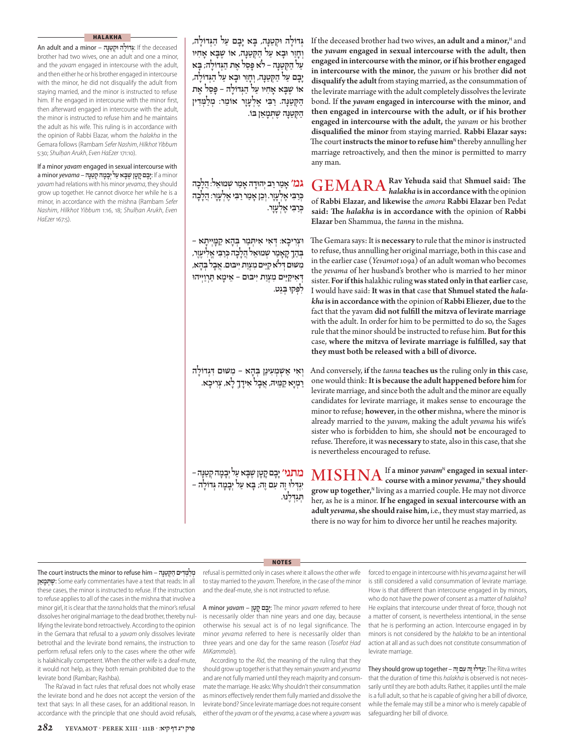גְּדוֹלָה וּקְטַנָּה, בָּא יָבָם עַל הַגְּדוֹלָה, וְחָזַר וּבָא עַל הַקְּטַנָּה, אוֹ שֶׁבָּא אָחִיו עַל הַקְּטַנָּה – לֹא פָּסַל אֶת הַגְּדוֹלָה; בָּא יָבָם עַל הַקְּטַנָּה, וְחָזַר וּבָא עַל הַגְּדוֹלָה, אוֹ שֶׁבָּא אָחִיו עַל הַגְּדוֹלָה – פָּסַל אֶת הַקְּטַנָּה. רַבִּי אֶלְעָזָר אוֹמֵר: מְלַמְּדִין הַקְּטַנָּה שֶׁתְּמָאֵן בּוֹ.

If the deceased brother had two wives, **an adult and a minor,**[H] and **the** *yavam* **engaged in sexual intercourse with the adult, then engaged in intercourse with the minor, or if his brother engaged in intercourse with the minor,** the *yavam* or his brother **did not disqualify the adult** from staying married, as the consummation of the levirate marriage with the adult completely dissolves the levirate bond. If **the** *yavam* **engaged in intercourse with the minor, and then engaged in intercourse with the adult, or if his brother engaged in intercourse with the adult,** the *yavam* or his brother **disqualified the minor** from staying married. **Rabbi Elazar says:** The court **instructs the minor to refuse him**[N] thereby annulling her marriage retroactively, and then the minor is permitted to marry any man.

גמ׳ אָמַר רַב יְהוּדָה אָמַר שְׁמוּאֵל: הֲלָכָה כְּרַבִּי אֶלְעָזָר. וְכֵן אָמַר רַבִּי אֶלְעָזָר: הֲלָכָה כְּרַבִּי אֶלְעָזָר.

**GEMARA** **Rav Yehuda said** that **Shmuel said: The** *halakha* **is in accordance with** the opinion of **Rabbi Elazar, and likewise** the *amora* **Rabbi Elazar** ben Pedat **said: The** *halakha* **is in accordance with** the opinion of **Rabbi Elazar** ben Shammua, the *tanna* in the mishna.

וּצְרִיכָא: דְּאִי אִיתְּמַר בְּהָא קַמַּיְיתָא – בְּהָךְ קָאָמַר שְׁמוּאֵל הֲלָכָה כְּרַבִּי אֱלִיעֶזֶר, מִשּׁוּם דְּלָא קַיֵּים מִצְוַת יִיבּוּם. אֲבָל בְּהָא, דְּאִיקַּיֵּים מִצְוַת יִיבּוּם – אֵימָא תַּרְוַיְיהוּ לִיפְּקוּ בְּגֵט.

The Gemara says: It is **necessary** to rule that the minor is instructed to refuse, thus annulling her original marriage, both in this case and in the earlier case (*Yevamot* 109a) of an adult woman who becomes the *yevama* of her husband's brother who is married to her minor sister. **For if this** halakhic ruling **was stated only in that earlier** case, I would have said: **It was in that** case **that Shmuel stated the** *halakha* **is in accordance with** the opinion of **Rabbi Eliezer, due to** the fact that the yavam **did not fulfill the mitzva of levirate marriage** with the adult. In order for him to be permitted to do so, the Sages rule that the minor should be instructed to refuse him. **But for this** case, **where the mitzva of levirate marriage is fulfilled, say that they must both be released with a bill of divorce.**

וְאִי אַשְׁמְעִינַן בְּהָא – מִשּׁוּם דִּגְדוֹלָה רְמִיָא קַמֵּיהּ, אֲבָל אִידָךְ לָא, צְרִיכָא.

And conversely, **if** the *tanna* **teaches us** the ruling only **in this** case, one would think: **It is because the adult happened before him** for levirate marriage, and since both the adult and the minor are equally candidates for levirate marriage, it makes sense to encourage the minor to refuse; **however,** in the **other** mishna, where the minor is already married to the *yavam*, making the adult *yevama* his wife's sister who is forbidden to him, she should **not** be encouraged to refuse. Therefore, it was **necessary** to state, also in this case, that she is nevertheless encouraged to refuse.

מתני׳ יָבָם קָטָן שֶׁבָּא עַל יְבָמָה קְטַנָּה – יִגְדְּלוּ זֶה עִם זֶה; בָּא עַל יְבָמָה גְּדוֹלָה – תְּגַדְּלֶנּוּ.

**MISHNA** **If a minor** *yavam*[N] **engaged in sexual intercourse with a minor** *yevama*,[H] **they should grow up together,**[N] living as a married couple. He may not divorce her, as he is a minor. **If he engaged in sexual intercourse with an adult** *yevama*, **she should raise him,** i.e., they must stay married, as there is no way for him to divorce her until he reaches majority.

## HALAKHA

**An adult and a minor** – גְּדוֹלָה וּקְטַנָּה: If the deceased brother had two wives, one an adult and one a minor, and the *yavam* engaged in intercourse with the adult, and then either he or his brother engaged in intercourse with the minor, he did not disqualify the adult from staying married, and the minor is instructed to refuse him. If he engaged in intercourse with the minor first, then afterward engaged in intercourse with the adult, the minor is instructed to refuse him and he maintains the adult as his wife. This ruling is in accordance with the opinion of Rabbi Elazar, whom the *halakha* in the Gemara follows (Rambam *Sefer Nashim*, *Hilkhot Yibbum* 5:30; *Shulḥan Arukh*, *Even HaEzer* 171:10).

**If a minor** *yavam* **engaged in sexual intercourse with a minor** *yevama* – יָבָם קָטָן שֶׁבָּא עַל יְבָמָה קְטַנָּה: If a minor *yavam* had relations with his minor *yevama*, they should grow up together. He cannot divorce her while he is a minor, in accordance with the mishna (Rambam *Sefer Nashim*, *Hilkhot Yibbum* 1:16, 18; *Shulḥan Arukh*, *Even HaEzer* 167:5).

## NOTES

**The court instructs the minor to refuse him** – מְלַמְּדִין הַקְּטַנָּה שֶׁתְּמָאֵן: Some early commentaries have a text that reads: In all these cases, the minor is instructed to refuse. If the instruction to refuse applies to all of the cases in the mishna that involve a minor girl, it is clear that the *tanna* holds that the minor's refusal dissolves her original marriage to the dead brother, thereby nullifying the levirate bond retroactively. According to the opinion in the Gemara that refusal to a *yavam* only dissolves levirate betrothal and the levirate bond remains, the instruction to perform refusal refers only to the cases where the other wife is halakhically competent. When the other wife is a deaf-mute, it would not help, as they both remain prohibited due to the levirate bond (Ramban; Rashba).

The Ra'avad in fact rules that refusal does not wholly erase the levirate bond and he does not accept the version of the text that says: In all these cases, for an additional reason. In accordance with the principle that one should avoid refusals, refusal is permitted only in cases where it allows the other wife to stay married to the *yavam*. Therefore, in the case of the minor and the deaf-mute, she is not instructed to refuse.

**A minor** *yavam* – יָבָם קָטָן: The minor *yavam* referred to here is necessarily older than nine years and one day, because otherwise his sexual act is of no legal significance. The minor *yevama* referred to here is necessarily older than three years and one day for the same reason (*Tosefot Ḥad MiKamma'ei*).

According to the *Rid*, the meaning of the ruling that they should grow up together is that they remain *yavam* and *yevama* and are not fully married until they reach majority and consummate the marriage. He asks: Why shouldn't their consummation as minors effectively render them fully married and dissolve the levirate bond? Since levirate marriage does not require consent either of the *yavam* or of the *yevama*, a case where a *yavam* was forced to engage in intercourse with his *yevama* against her will is still considered a valid consummation of levirate marriage. How is that different than intercourse engaged in by minors, who do not have the power of consent as a matter of *halakha*? He explains that intercourse under threat of force, though not a matter of consent, is nevertheless intentional, in the sense that he is performing an action. Intercourse engaged in by minors is not considered by the *halakha* to be an intentional action at all and as such does not constitute consummation of levirate marriage.

**They should grow up together** – יִגְדְּלוּ זֶה עִם זֶה: The Ritva writes that the duration of time this *halakha* is observed is not necessarily until they are both adults. Rather, it applies until the male is a full adult, so that he is capable of giving her a bill of divorce, while the female may still be a minor who is merely capable of safeguarding her bill of divorce.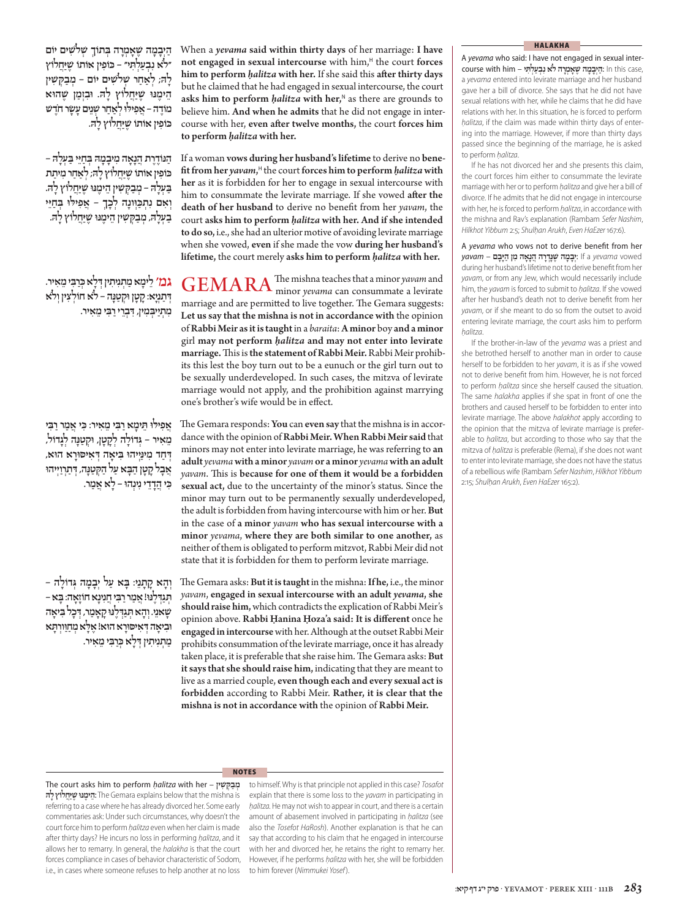הַיְּבָמָה שֶׁאָמְרָה בְּתוֹךְ שְׁלֹשִׁים יוֹם "לֹא נִבְעַלְתִּי" – כּוֹפִין אוֹתוֹ שֶׁיַּחֲלוֹץ לָהּ; לְאַחַר שְׁלֹשִׁים יוֹם – מְבַקְּשִׁין הֵימֶנּוּ שֶׁיַּחֲלוֹץ לָהּ. וּבִזְמַן שֶׁהוּא מוֹדֶה – אֲפִילּוּ לְאַחַר שְׁנֵים עָשָׂר חֹדֶשׁ כּוֹפִין אוֹתוֹ שֶׁיַּחֲלוֹץ לָהּ.

When a *yevama* **said within thirty days** of her marriage: **I have not engaged in sexual intercourse** with him,[H] the court **forces him to perform *ḥalitza* with her.** If she said this **after thirty days** but he claimed that he had engaged in sexual intercourse, the court **asks him to perform *ḥalitza* with her,**[N] as there are grounds to believe him. **And when he admits** that he did not engage in intercourse with her, **even after twelve months,** the court **forces him to perform *ḥalitza* with her.**

הַנּוֹדֶרֶת הֲנָאָה מִיְּבָמָהּ בְּחַיֵּי בַעְלָהּ – כּוֹפִין אוֹתוֹ שֶׁיַּחֲלוֹץ לָהּ; לְאַחַר מִיתַת בַּעְלָהּ – מְבַקְּשִׁין הֵימֶנּוּ שֶׁיַּחֲלוֹץ לָהּ. וְאִם נִתְכַּוְּונָה לְכָךְ – אֲפִילּוּ בְּחַיֵּי בַעְלָהּ, מְבַקְּשִׁין הֵימֶנּוּ שֶׁיַּחֲלוֹץ לָהּ.

If a woman **vows during her husband's lifetime** to derive no **benefit from her *yavam*,**[H] the court **forces him to perform *ḥalitza* with her** as it is forbidden for her to engage in sexual intercourse with him to consummate the levirate marriage. If she vowed **after the death of her husband** to derive no benefit from her *yavam*, the court **asks him to perform *ḥalitza* with her. And if she intended to do so,** i.e., she had an ulterior motive of avoiding levirate marriage when she vowed, **even** if she made the vow **during her husband's lifetime,** the court merely **asks him to perform *ḥalitza* with her.**

**גמ׳** לֵימָא מַתְנִיתִין דְּלָא כְּרַבִּי מֵאִיר. דְּתַנְיָא: קָטָן וּקְטַנָּה – לֹא חוֹלְצִין וְלֹא מִתְיַבְּמִין, דִּבְרֵי רַבִּי מֵאִיר.

**GEMARA** The mishna teaches that a minor *yavam* and minor *yevama* can consummate a levirate marriage and are permitted to live together. The Gemara suggests: **Let us say that the mishna is not in accordance with** the opinion **of Rabbi Meir as it is taught** in a *baraita*: **A minor** boy **and a minor** girl **may not perform *ḥalitza* and may not enter into levirate marriage.** This is **the statement of Rabbi Meir.** Rabbi Meir prohibits this lest the boy turn out to be a eunuch or the girl turn out to be sexually underdeveloped. In such cases, the mitzva of levirate marriage would not apply, and the prohibition against marrying one's brother's wife would be in effect.

אֲפִילּוּ תֵּימָא רַבִּי מֵאִיר: כִּי אָמַר רַבִּי מֵאִיר – גְּדוֹלָה לְקָטָן, וּקְטַנָּה לְגָדוֹל, דְּחַד מִינַּיְיהוּ בִּיאָה דְּאִיסּוּרָא הוּא, אֲבָל קָטָן הַבָּא עַל הַקְּטַנָּה, דִּתְרְוַויְיהוּ כִּי הֲדָדֵי נִינְהוּ – לָא אֲמַר.

The Gemara responds: **You** can **even say** that the mishna is in accordance with the opinion of **Rabbi Meir. When Rabbi Meir said** that minors may not enter into levirate marriage, he was referring to **an adult** *yevama* **with a minor** *yavam* **or a minor** *yevama* **with an adult** *yavam*. This is **because for one of them it would be a forbidden sexual act,** due to the uncertainty of the minor's status. Since the minor may turn out to be permanently sexually underdeveloped, the adult is forbidden from having intercourse with him or her. **But** in the case of **a minor** *yavam* **who has sexual intercourse with a minor** *yevama*, **where they are both similar to one another,** as neither of them is obligated to perform mitzvot, Rabbi Meir did not state that it is forbidden for them to perform levirate marriage.

וְהָא קָתָנֵי: בָּא עַל יְבָמָה גְּדוֹלָה – תְּגַדְּלֶנּוּ! אָמַר רַבִּי חֲנִינָא חוֹזָאָה: בָּא – שָׁאנֵי. וְהָא תְּגַדְּלֶנּוּ קָאָמַר, דְּכָל בִּיאָה וּבִיאָה דְּאִיסּוּרָא הוּא! אֶלָּא מְחַוַּורְתָּא מַתְנִיתִין דְּלָא כְּרַבִּי מֵאִיר.

The Gemara asks: **But it is taught** in the mishna: **If he,** i.e., the minor *yavam*, **engaged in sexual intercourse with an adult** *yevama*, **she should raise him,** which contradicts the explication of Rabbi Meir's opinion above. **Rabbi Ḥanina Ḥoza'a said: It is different** once he **engaged in intercourse** with her. Although at the outset Rabbi Meir prohibits consummation of the levirate marriage, once it has already taken place, it is preferable that she raise him. The Gemara asks: **But it says that she should raise him,** indicating that they are meant to live as a married couple, **even though each and every sexual act is forbidden** according to Rabbi Meir. **Rather, it is clear that the mishna is not in accordance with** the opinion of **Rabbi Meir.**

## HALAKHA

**A *yevama* who said: I have not engaged in sexual intercourse with him – הַיְּבָמָה שֶׁאָמְרָה לֹא נִבְעַלְתִּי:** In this case, a *yevama* entered into levirate marriage and her husband gave her a bill of divorce. She says that he did not have sexual relations with her, while he claims that he did have relations with her. In this situation, he is forced to perform *ḥalitza*, if the claim was made within thirty days of entering into the marriage. However, if more than thirty days passed since the beginning of the marriage, he is asked to perform *ḥalitza*.

If he has not divorced her and she presents this claim, the court forces him either to consummate the levirate marriage with her or to perform *ḥalitza* and give her a bill of divorce. If he admits that he did not engage in intercourse with her, he is forced to perform *ḥalitza*, in accordance with the mishna and Rav's explanation (Rambam *Sefer Nashim*, *Hilkhot Yibbum* 2:5; *Shulḥan Arukh*, *Even HaEzer* 167:6).

**A *yevama* who vows not to derive benefit from her *yavam* – יְבָמָה שֶׁנָּדְרָה הֲנָאָה מִן הַיָּבָם:** If a *yevama* vowed during her husband's lifetime not to derive benefit from her *yavam*, or from any Jew, which would necessarily include him, the *yavam* is forced to submit to *ḥalitza*. If she vowed after her husband's death not to derive benefit from her *yavam*, or if she meant to do so from the outset to avoid entering levirate marriage, the court asks him to perform *ḥalitza*.

If the brother-in-law of the *yevama* was a priest and she betrothed herself to another man in order to cause herself to be forbidden to her *yavam*, it is as if she vowed not to derive benefit from him. However, he is not forced to perform *ḥalitza* since she herself caused the situation. The same *halakha* applies if she spat in front of one the brothers and caused herself to be forbidden to enter into levirate marriage. The above *halakhot* apply according to the opinion that the mitzva of levirate marriage is preferable to *ḥalitza*, but according to those who say that the mitzva of *ḥalitza* is preferable (Rema), if she does not want to enter into levirate marriage, she does not have the status of a rebellious wife (Rambam *Sefer Nashim*, *Hilkhot Yibbum* 2:15; *Shulḥan Arukh*, *Even HaEzer* 165:2).

## NOTES

**The court asks him to perform *ḥalitza* with her – מְבַקְּשִׁין הֵימֶנּוּ שֶׁיַּחֲלוֹץ לָהּ:** The Gemara explains below that the mishna is referring to a case where he has already divorced her. Some early commentaries ask: Under such circumstances, why doesn't the court force him to perform *ḥalitza* even when her claim is made after thirty days? He incurs no loss in performing *ḥalitza*, and it allows her to remarry. In general, the *halakha* is that the court forces compliance in cases of behavior characteristic of Sodom, i.e., in cases where someone refuses to help another at no loss to himself. Why is that principle not applied in this case? *Tosafot* explain that there is some loss to the *yavam* in participating in *ḥalitza*. He may not wish to appear in court, and there is a certain amount of abasement involved in participating in *ḥalitza* (see also the *Tosefot HaRosh*). Another explanation is that he can say that according to his claim that he engaged in intercourse with her and divorced her, he retains the right to remarry her. However, if he performs *ḥalitza* with her, she will be forbidden to him forever (*Nimmukei Yosef*).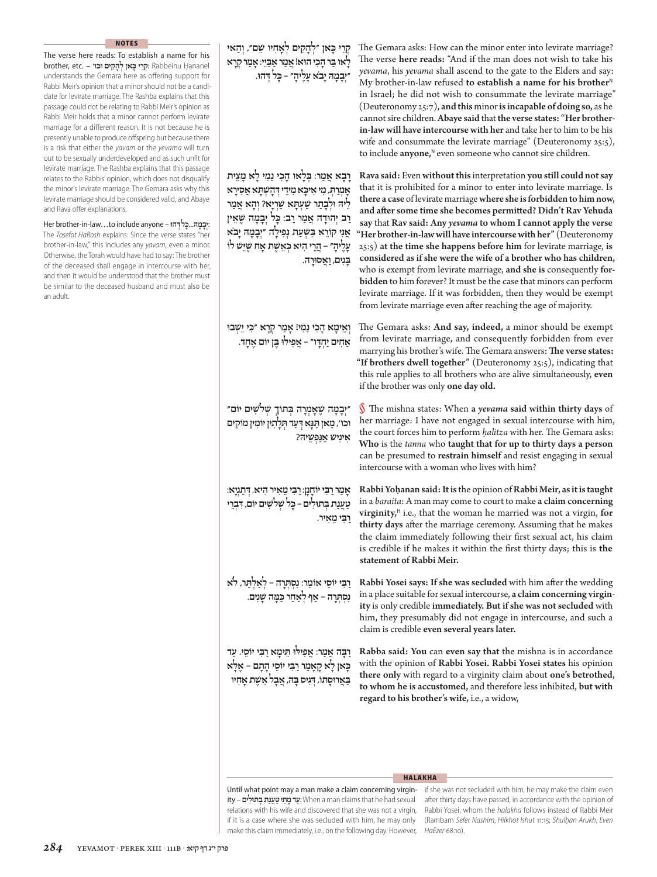## NOTES

**The verse here reads: To establish a name for his brother, etc.** – **קְרֵי כָּאן לְהָקִים וכו׳**: Rabbeinu Ḥananel understands the Gemara here as offering support for Rabbi Meir's opinion that a minor should not be a candidate for levirate marriage. The Rashba explains that this passage could not be relating to Rabbi Meir's opinion as Rabbi Meir holds that a minor cannot perform levirate marriage for a different reason. It is not because he is presently unable to produce offspring but because there is a risk that either the *yavam* or the *yevama* will turn out to be sexually underdeveloped and as such unfit for levirate marriage. The Rashba explains that this passage relates to the Rabbis' opinion, which does not disqualify the minor's levirate marriage. The Gemara asks why this levirate marriage should be considered valid, and Abaye and Rava offer explanations.

**Her brother-in-law…to include anyone** – **יְבָמָהּ...כָּל דְּהוּ**: The *Tosefot HaRosh* explains: Since the verse states "her brother-in-law," this includes any *yavam*, even a minor. Otherwise, the Torah would have had to say: The brother of the deceased shall engage in intercourse with her, and then it would be understood that the brother must be similar to the deceased husband and must also be an adult.

קְרֵי כָּאן ״לְהָקִים לְאָחִיו שֵׁם״, וְהַאי לָאו בַּר הָכִי הוּא! אָמַר אַבָּיֵי: אָמַר קְרָא ״יְבָמָהּ יָבֹא עָלֶיהָ״ – כָּל דְּהוּ.

The Gemara asks: How can the minor enter into levirate marriage? The verse **here reads:** "And if the man does not wish to take his *yevama*, his *yevama* shall ascend to the gate to the Elders and say: My brother-in-law refused **to establish a name for his brother**[N] in Israel; he did not wish to consummate the levirate marriage" (Deuteronomy 25:7), **and this** minor **is incapable of doing so,** as he cannot sire children. **Abaye said** that **the verse states: "Her brother-in-law will have intercourse with her** and take her to him to be his wife and consummate the levirate marriage" (Deuteronomy 25:5), to include **anyone,**[N] even someone who cannot sire children.

רָבָא אָמַר: בְּלָאו הָכִי נָמֵי לָא מָצֵית אָמְרַתְּ, מִי אִיכָּא מִידֵּי דְּהָשְׁתָּא אֲסִירָא לֵיהּ וּלְבָתַר שַׁעְתָּא שַׁרְיָא? וְהָא אָמַר רַב יְהוּדָה אָמַר רַב: כָּל יְבָמָה שֶׁאֵין אֲנִי קוֹרֵא בִּשְׁעַת נְפִילָה ״יְבָמָהּ יָבֹא עָלֶיהָ״ – הֲרֵי הִיא כְּאֵשֶׁת אָח שֶׁיֵּשׁ לוֹ בָּנִים, וַאֲסוּרָה.

**Rava said:** Even **without this** interpretation **you still could not say** that it is prohibited for a minor to enter into levirate marriage. Is **there a case** of levirate marriage **where she is forbidden to him now, and after some time she becomes permitted? Didn't Rav Yehuda say** that **Rav said: Any** *yevama* **to whom I cannot apply the verse "Her brother-in-law will have intercourse with her"** (Deuteronomy 25:5) **at the time she happens before him** for levirate marriage, **is considered as if she were the wife of a brother who has children,** who is exempt from levirate marriage, **and she is** consequently **forbidden** to him forever? It must be the case that minors can perform levirate marriage. If it was forbidden, then they would be exempt from levirate marriage even after reaching the age of majority.

וְאֵימָא הָכִי נָמֵי! אָמַר קְרָא ״כִּי יֵשְׁבוּ אַחִים יַחְדָּו״ – אֲפִילּוּ בֶּן יוֹם אֶחָד.

The Gemara asks: **And say, indeed,** a minor should be exempt from levirate marriage, and consequently forbidden from ever marrying his brother's wife. The Gemara answers: **The verse states: "If brothers dwell together"** (Deuteronomy 25:5), indicating that this rule applies to all brothers who are alive simultaneously, **even** if the brother was only **one day old.**

״יְבָמָה שֶׁאָמְרָה בְּתוֹךְ שְׁלֹשִׁים יוֹם״ וכו׳, מַאן תַּנָּא דְּעַד תְּלָתִין יוֹמִין מוֹקִים אִינִישׁ אַנַּפְשֵׁיהּ?

§ The mishna states: When **a** *yevama* **said within thirty days** of her marriage: I have not engaged in sexual intercourse with him, the court forces him to perform *ḥalitza* with her. The Gemara asks: **Who** is the *tanna* who **taught that for up to thirty days a person** can be presumed to **restrain himself** and resist engaging in sexual intercourse with a woman who lives with him?

אָמַר רַבִּי יוֹחָנָן: רַבִּי מֵאִיר הִיא. דְּתַנְיָא: טַעֲנַת בְּתוּלִים – כָּל שְׁלֹשִׁים יוֹם, דִּבְרֵי רַבִּי מֵאִיר.

**Rabbi Yoḥanan said: It is** the opinion of **Rabbi Meir, as it is taught** in a *baraita*: A man may come to court to make **a claim concerning virginity,**[H] i.e., that the woman he married was not a virgin, **for thirty days** after the marriage ceremony. Assuming that he makes the claim immediately following their first sexual act, his claim is credible if he makes it within the first thirty days; this is **the statement of Rabbi Meir.**

רַבִּי יוֹסֵי אוֹמֵר: נִסְתְּרָה – לְאַלְתַּר, לֹא נִסְתְּרָה – אַף לְאַחַר כַּמָּה שָׁנִים.

**Rabbi Yosei says: If she was secluded** with him after the wedding in a place suitable for sexual intercourse, **a claim concerning virginity** is only credible **immediately. But if she was not secluded** with him, they presumably did not engage in intercourse, and such a claim is credible **even several years later.**

רַבָּה אָמַר: אֲפִילּוּ תֵּימָא רַבִּי יוֹסֵי. עַד כָּאן לָא קָאָמַר רַבִּי יוֹסֵי הָתָם – אֶלָּא בַּאֲרוּסָתוֹ, דְּגִיס בָּהּ, אֲבָל אֵשֶׁת אָחִיו

**Rabba said: You** can **even say that** the mishna is in accordance with the opinion of **Rabbi Yosei. Rabbi Yosei states** his opinion **there only** with regard to a virginity claim about **one's betrothed, to whom he is accustomed,** and therefore less inhibited, **but with regard to his brother's wife,** i.e., a widow,

## HALAKHA

**Until what point may a man make a claim concerning virginity** – **עַד מָתַי טַעֲנַת בְּתוּלִים**: When a man claims that he had sexual relations with his wife and discovered that she was not a virgin, if it is a case where she was secluded with him, he may only make this claim immediately, i.e., on the following day. However, if she was not secluded with him, he may make the claim even after thirty days have passed, in accordance with the opinion of Rabbi Yosei, whom the *halakha* follows instead of Rabbi Meir (Rambam *Sefer Nashim*, *Hilkhot Ishut* 11:15; *Shulḥan Arukh*, *Even HaEzer* 68:10).